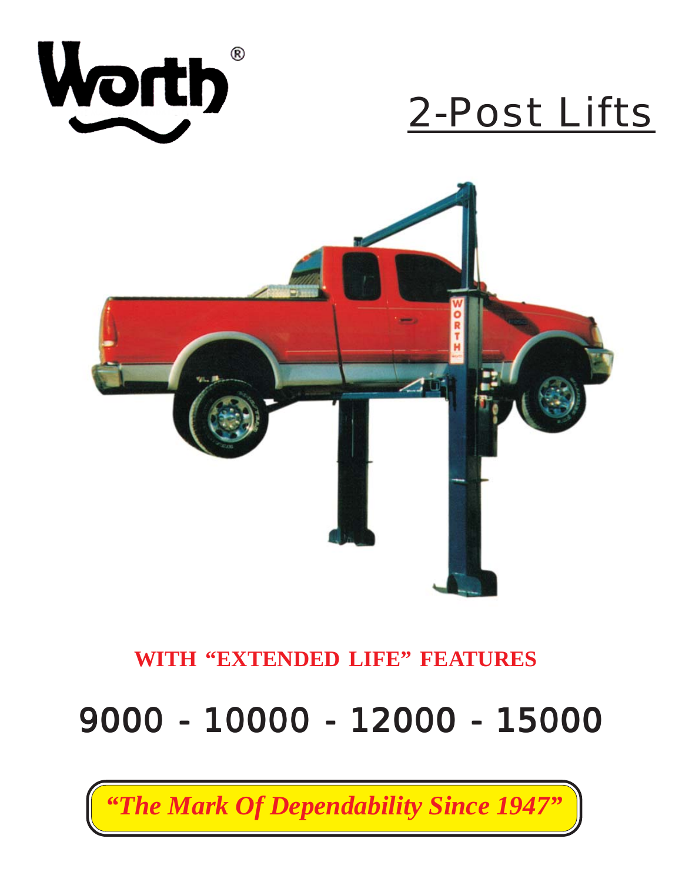# Worth®

## 2-Post Lifts

**WITH "EXTENDED LIFE" FEATURES**

## 9000 - 10000 - 12000 - 15000

***"The Mark Of Dependability Since 1947"***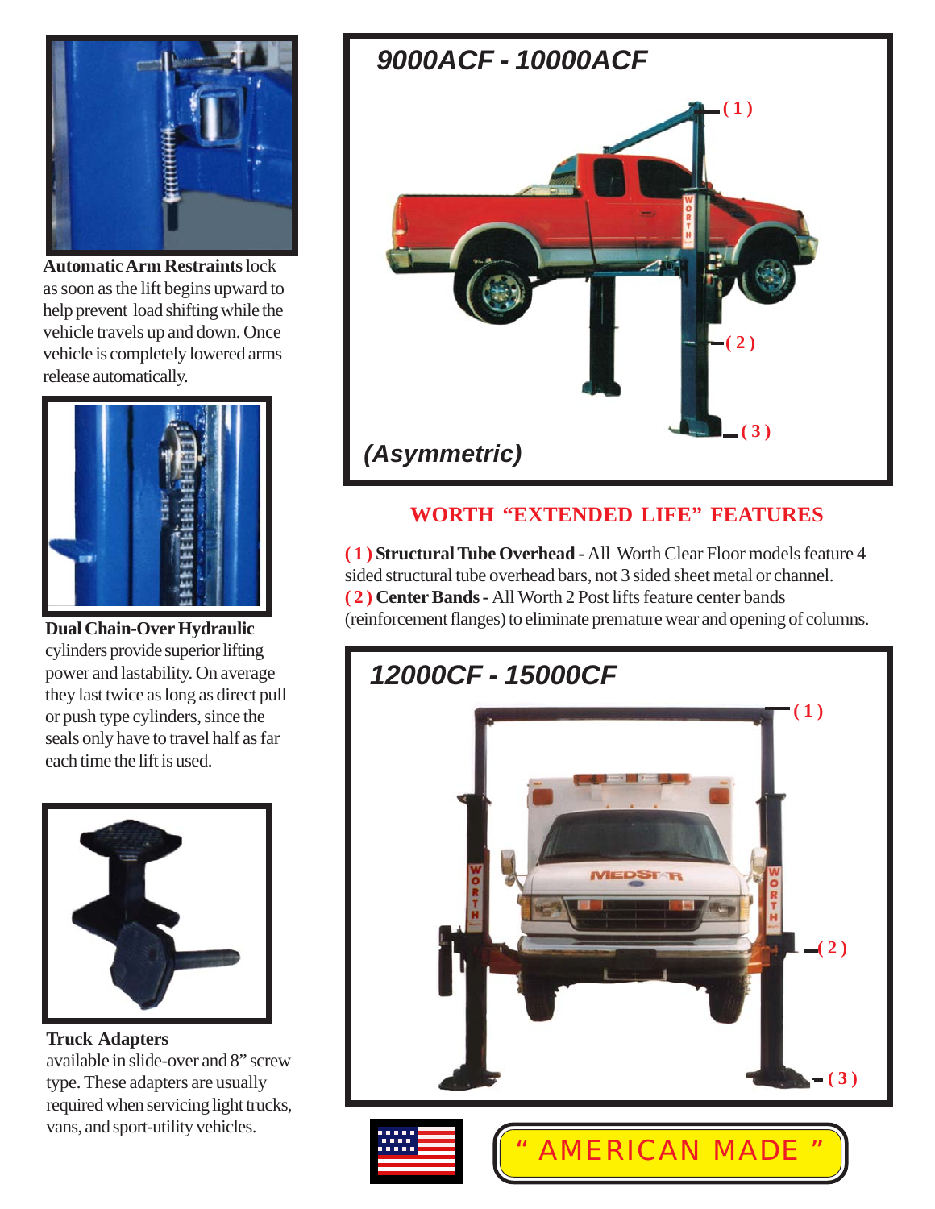**Automatic Arm Restraints** lock as soon as the lift begins upward to help prevent load shifting while the vehicle travels up and down. Once vehicle is completely lowered arms release automatically.

**Dual Chain-Over Hydraulic** cylinders provide superior lifting power and lastability. On average they last twice as long as direct pull or push type cylinders, since the seals only have to travel half as far each time the lift is used.

**Truck Adapters**
available in slide-over and 8" screw type. These adapters are usually required when servicing light trucks, vans, and sport-utility vehicles.

## *9000ACF - 10000ACF*

(1)
(2)
(3)

*(Asymmetric)*

## WORTH "EXTENDED LIFE" FEATURES

**( 1 ) Structural Tube Overhead -** All Worth Clear Floor models feature 4 sided structural tube overhead bars, not 3 sided sheet metal or channel.
**( 2 ) Center Bands -** All Worth 2 Post lifts feature center bands (reinforcement flanges) to eliminate premature wear and opening of columns.

## *12000CF - 15000CF*

(1)
(2)
(3)

" AMERICAN MADE "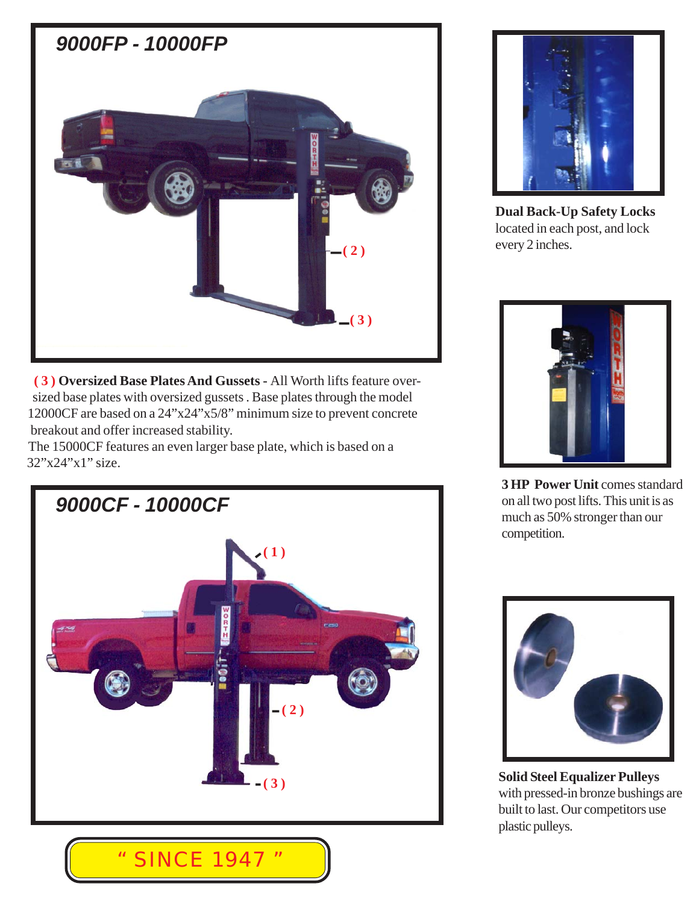## 9000FP - 10000FP

(2)

(3)

**(3) Oversized Base Plates And Gussets -** All Worth lifts feature oversized base plates with oversized gussets . Base plates through the model 12000CF are based on a 24”x24”x5/8” minimum size to prevent concrete breakout and offer increased stability.
The 15000CF features an even larger base plate, which is based on a 32”x24”x1” size.

## 9000CF - 10000CF

(1)

(2)

(3)

“ SINCE 1947 ”

**Dual Back-Up Safety Locks** located in each post, and lock every 2 inches.

**3 HP Power Unit** comes standard on all two post lifts. This unit is as much as 50% stronger than our competition.

**Solid Steel Equalizer Pulleys** with pressed-in bronze bushings are built to last. Our competitors use plastic pulleys.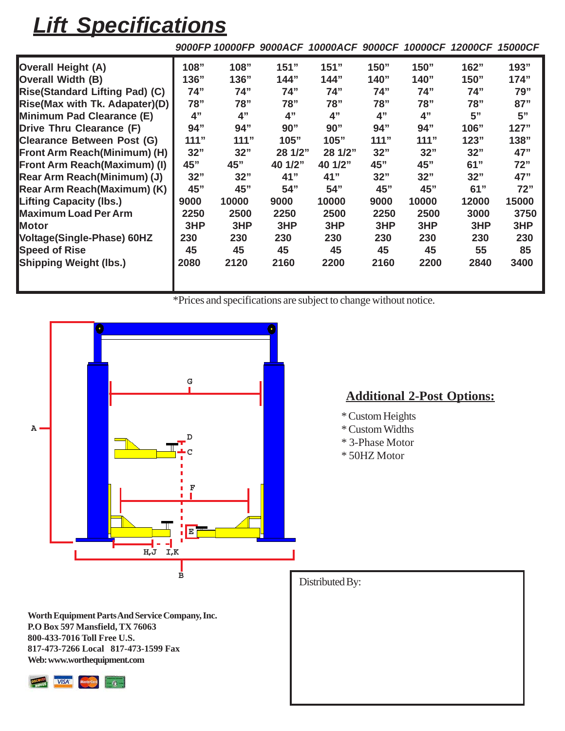# Lift Specifications

| | 9000FP | 10000FP | 9000ACF | 10000ACF | 9000CF | 10000CF | 12000CF | 15000CF |
|---|---|---|---|---|---|---|---|---|
| Overall Height (A) | 108" | 108" | 151" | 151" | 150" | 150" | 162" | 193" |
| Overall Width (B) | 136" | 136" | 144" | 144" | 140" | 140" | 150" | 174" |
| Rise(Standard Lifting Pad) (C) | 74" | 74" | 74" | 74" | 74" | 74" | 74" | 79" |
| Rise(Max with Tk. Adapater)(D) | 78" | 78" | 78" | 78" | 78" | 78" | 78" | 87" |
| Minimum Pad Clearance (E) | 4" | 4" | 4" | 4" | 4" | 4" | 5" | 5" |
| Drive Thru Clearance (F) | 94" | 94" | 90" | 90" | 94" | 94" | 106" | 127" |
| Clearance Between Post (G) | 111" | 111" | 105" | 105" | 111" | 111" | 123" | 138" |
| Front Arm Reach(Minimum) (H) | 32" | 32" | 28 1/2" | 28 1/2" | 32" | 32" | 32" | 47" |
| Front Arm Reach(Maximum) (I) | 45" | 45" | 40 1/2" | 40 1/2" | 45" | 45" | 61" | 72" |
| Rear Arm Reach(Minimum) (J) | 32" | 32" | 41" | 41" | 32" | 32" | 32" | 47" |
| Rear Arm Reach(Maximum) (K) | 45" | 45" | 54" | 54" | 45" | 45" | 61" | 72" |
| Lifting Capacity (lbs.) | 9000 | 10000 | 9000 | 10000 | 9000 | 10000 | 12000 | 15000 |
| Maximum Load Per Arm | 2250 | 2500 | 2250 | 2500 | 2250 | 2500 | 3000 | 3750 |
| Motor | 3HP | 3HP | 3HP | 3HP | 3HP | 3HP | 3HP | 3HP |
| Voltage(Single-Phase) 60HZ | 230 | 230 | 230 | 230 | 230 | 230 | 230 | 230 |
| Speed of Rise | 45 | 45 | 45 | 45 | 45 | 45 | 55 | 85 |
| Shipping Weight (lbs.) | 2080 | 2120 | 2160 | 2200 | 2160 | 2200 | 2840 | 3400 |

*Prices and specifications are subject to change without notice.

G

A

D

C

F

E

H,J I,K

B

## Additional 2-Post Options:

* Custom Heights
* Custom Widths
* 3-Phase Motor
* 50HZ Motor

Distributed By:

**Worth Equipment Parts And Service Company, Inc.**
**P.O Box 597 Mansfield, TX 76063**
**800-433-7016 Toll Free U.S.**
**817-473-7266 Local 817-473-1599 Fax**
**Web: www.worthequipment.com**